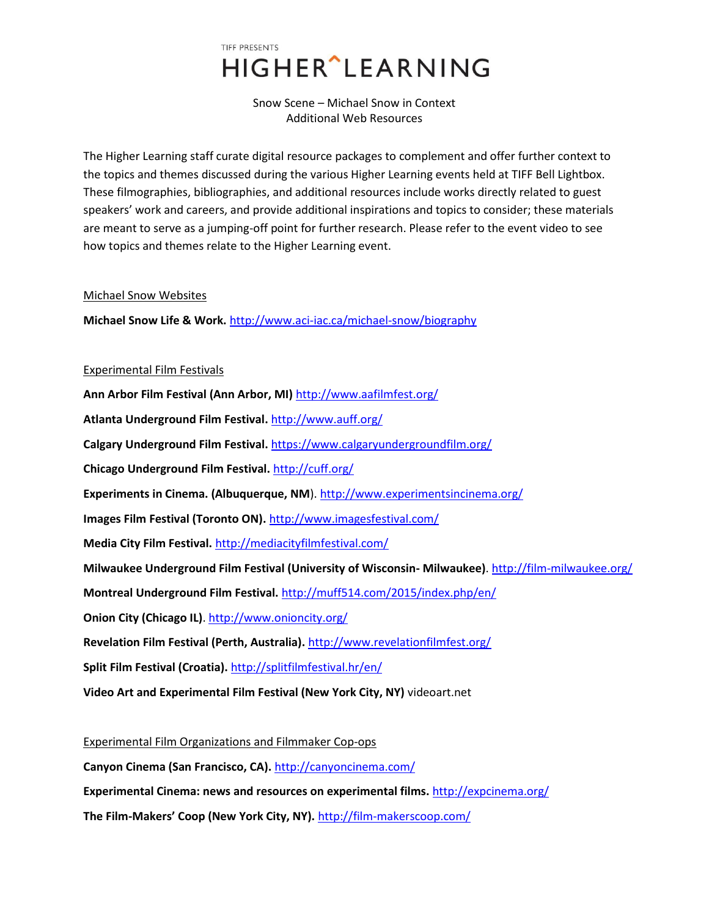TIFF PRESENTS

# HIGHER^LEARNING

Snow Scene – Michael Snow in Context
Additional Web Resources

The Higher Learning staff curate digital resource packages to complement and offer further context to the topics and themes discussed during the various Higher Learning events held at TIFF Bell Lightbox. These filmographies, bibliographies, and additional resources include works directly related to guest speakers' work and careers, and provide additional inspirations and topics to consider; these materials are meant to serve as a jumping-off point for further research. Please refer to the event video to see how topics and themes relate to the Higher Learning event.

## Michael Snow Websites

**Michael Snow Life & Work.** http://www.aci-iac.ca/michael-snow/biography

## Experimental Film Festivals

**Ann Arbor Film Festival (Ann Arbor, MI)** http://www.aafilmfest.org/

**Atlanta Underground Film Festival.** http://www.auff.org/

**Calgary Underground Film Festival.** https://www.calgaryundergroundfilm.org/

**Chicago Underground Film Festival.** http://cuff.org/

**Experiments in Cinema. (Albuquerque, NM**). http://www.experimentsincinema.org/

**Images Film Festival (Toronto ON).** http://www.imagesfestival.com/

**Media City Film Festival.** http://mediacityfilmfestival.com/

**Milwaukee Underground Film Festival (University of Wisconsin- Milwaukee)**. http://film-milwaukee.org/

**Montreal Underground Film Festival.** http://muff514.com/2015/index.php/en/

**Onion City (Chicago IL)**. http://www.onioncity.org/

**Revelation Film Festival (Perth, Australia).** http://www.revelationfilmfest.org/

**Split Film Festival (Croatia).** http://splitfilmfestival.hr/en/

**Video Art and Experimental Film Festival (New York City, NY)** videoart.net

## Experimental Film Organizations and Filmmaker Cop-ops

**Canyon Cinema (San Francisco, CA).** http://canyoncinema.com/

**Experimental Cinema: news and resources on experimental films.** http://expcinema.org/

**The Film-Makers' Coop (New York City, NY).** http://film-makerscoop.com/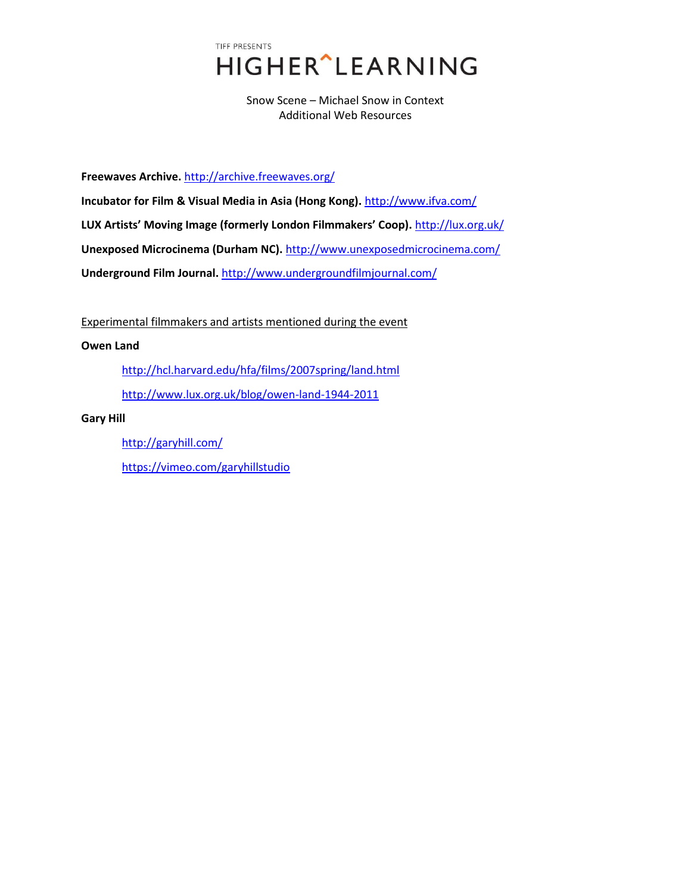TIFF PRESENTS

# HIGHER^LEARNING

Snow Scene – Michael Snow in Context
Additional Web Resources

**Freewaves Archive.** http://archive.freewaves.org/

**Incubator for Film & Visual Media in Asia (Hong Kong).** http://www.ifva.com/

**LUX Artists' Moving Image (formerly London Filmmakers' Coop).** http://lux.org.uk/

**Unexposed Microcinema (Durham NC).** http://www.unexposedmicrocinema.com/

**Underground Film Journal.** http://www.undergroundfilmjournal.com/

Experimental filmmakers and artists mentioned during the event

**Owen Land**

http://hcl.harvard.edu/hfa/films/2007spring/land.html

http://www.lux.org.uk/blog/owen-land-1944-2011

**Gary Hill**

http://garyhill.com/

https://vimeo.com/garyhillstudio